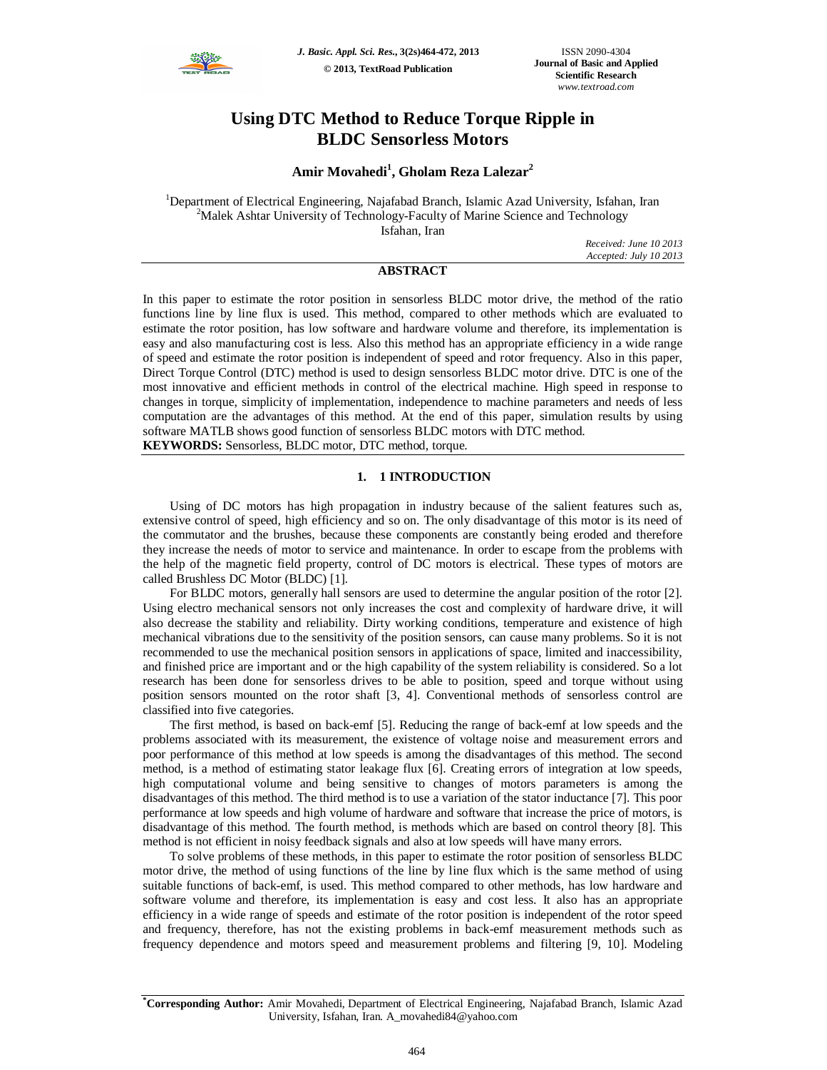# Using DTC Method to Reduce Torque Ripple in BLDC Sensorless Motors

**Amir Movahedi[1], Gholam Reza Lalezar[2]**

[1]Department of Electrical Engineering, Najafabad Branch, Islamic Azad University, Isfahan, Iran
[2]Malek Ashtar University of Technology-Faculty of Marine Science and Technology Isfahan, Iran

*Received: June 10 2013*
*Accepted: July 10 2013*

## ABSTRACT

In this paper to estimate the rotor position in sensorless BLDC motor drive, the method of the ratio functions line by line flux is used. This method, compared to other methods which are evaluated to estimate the rotor position, has low software and hardware volume and therefore, its implementation is easy and also manufacturing cost is less. Also this method has an appropriate efficiency in a wide range of speed and estimate the rotor position is independent of speed and rotor frequency. Also in this paper, Direct Torque Control (DTC) method is used to design sensorless BLDC motor drive. DTC is one of the most innovative and efficient methods in control of the electrical machine. High speed in response to changes in torque, simplicity of implementation, independence to machine parameters and needs of less computation are the advantages of this method. At the end of this paper, simulation results by using software MATLB shows good function of sensorless BLDC motors with DTC method.

**KEYWORDS:** Sensorless, BLDC motor, DTC method, torque.

## 1. 1 INTRODUCTION

Using of DC motors has high propagation in industry because of the salient features such as, extensive control of speed, high efficiency and so on. The only disadvantage of this motor is its need of the commutator and the brushes, because these components are constantly being eroded and therefore they increase the needs of motor to service and maintenance. In order to escape from the problems with the help of the magnetic field property, control of DC motors is electrical. These types of motors are called Brushless DC Motor (BLDC) [1].

For BLDC motors, generally hall sensors are used to determine the angular position of the rotor [2]. Using electro mechanical sensors not only increases the cost and complexity of hardware drive, it will also decrease the stability and reliability. Dirty working conditions, temperature and existence of high mechanical vibrations due to the sensitivity of the position sensors, can cause many problems. So it is not recommended to use the mechanical position sensors in applications of space, limited and inaccessibility, and finished price are important and or the high capability of the system reliability is considered. So a lot research has been done for sensorless drives to be able to position, speed and torque without using position sensors mounted on the rotor shaft [3, 4]. Conventional methods of sensorless control are classified into five categories.

The first method, is based on back-emf [5]. Reducing the range of back-emf at low speeds and the problems associated with its measurement, the existence of voltage noise and measurement errors and poor performance of this method at low speeds is among the disadvantages of this method. The second method, is a method of estimating stator leakage flux [6]. Creating errors of integration at low speeds, high computational volume and being sensitive to changes of motors parameters is among the disadvantages of this method. The third method is to use a variation of the stator inductance [7]. This poor performance at low speeds and high volume of hardware and software that increase the price of motors, is disadvantage of this method. The fourth method, is methods which are based on control theory [8]. This method is not efficient in noisy feedback signals and also at low speeds will have many errors.

To solve problems of these methods, in this paper to estimate the rotor position of sensorless BLDC motor drive, the method of using functions of the line by line flux which is the same method of using suitable functions of back-emf, is used. This method compared to other methods, has low hardware and software volume and therefore, its implementation is easy and cost less. It also has an appropriate efficiency in a wide range of speeds and estimate of the rotor position is independent of the rotor speed and frequency, therefore, has not the existing problems in back-emf measurement methods such as frequency dependence and motors speed and measurement problems and filtering [9, 10]. Modeling

---

*Corresponding Author: Amir Movahedi, Department of Electrical Engineering, Najafabad Branch, Islamic Azad University, Isfahan, Iran. A_movahedi84@yahoo.com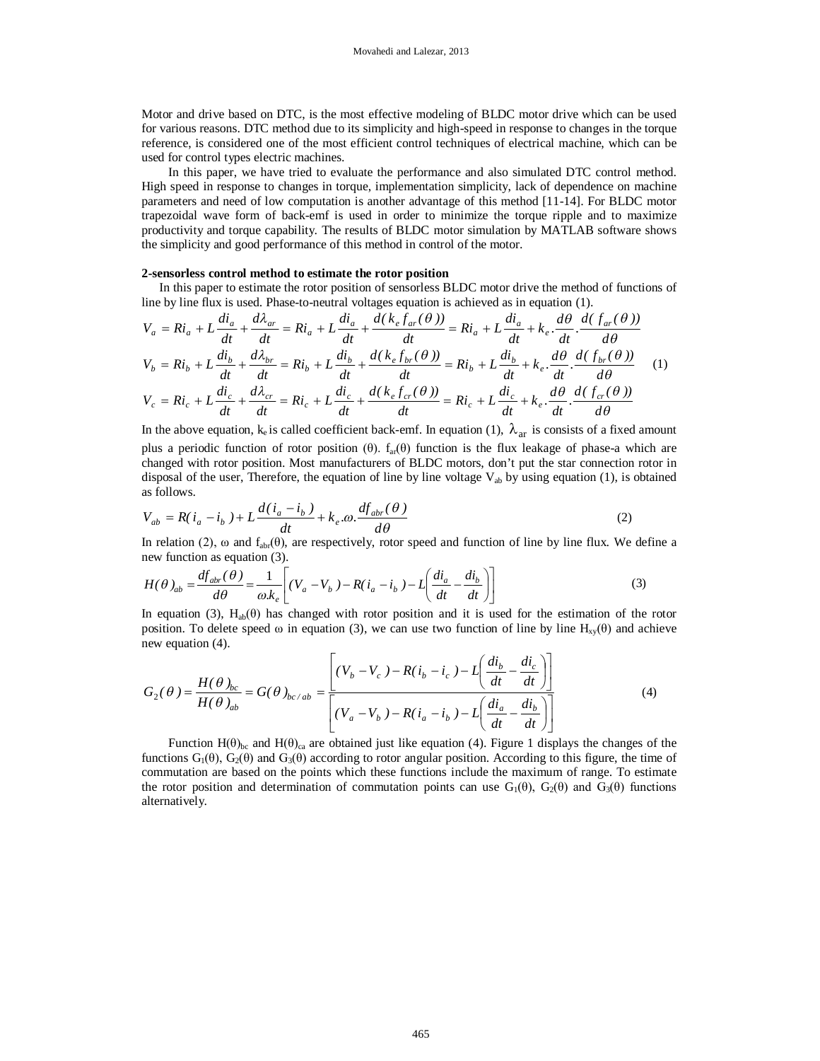Motor and drive based on DTC, is the most effective modeling of BLDC motor drive which can be used for various reasons. DTC method due to its simplicity and high-speed in response to changes in the torque reference, is considered one of the most efficient control techniques of electrical machine, which can be used for control types electric machines.

In this paper, we have tried to evaluate the performance and also simulated DTC control method. High speed in response to changes in torque, implementation simplicity, lack of dependence on machine parameters and need of low computation is another advantage of this method [11-14]. For BLDC motor trapezoidal wave form of back-emf is used in order to minimize the torque ripple and to maximize productivity and torque capability. The results of BLDC motor simulation by MATLAB software shows the simplicity and good performance of this method in control of the motor.

**2-sensorless control method to estimate the rotor position**

In this paper to estimate the rotor position of sensorless BLDC motor drive the method of functions of line by line flux is used. Phase-to-neutral voltages equation is achieved as in equation (1).

$$
\begin{aligned}
V_a &= Ri_a + L\frac{di_a}{dt} + \frac{d\lambda_{ar}}{dt} = Ri_a + L\frac{di_a}{dt} + \frac{d(k_e f_{ar}(\theta))}{dt} = Ri_a + L\frac{di_a}{dt} + k_e.\frac{d\theta}{dt}.\frac{d(f_{ar}(\theta))}{d\theta} \\
V_b &= Ri_b + L\frac{di_b}{dt} + \frac{d\lambda_{br}}{dt} = Ri_b + L\frac{di_b}{dt} + \frac{d(k_e f_{br}(\theta))}{dt} = Ri_b + L\frac{di_b}{dt} + k_e.\frac{d\theta}{dt}.\frac{d(f_{br}(\theta))}{d\theta} \\
V_c &= Ri_c + L\frac{di_c}{dt} + \frac{d\lambda_{cr}}{dt} = Ri_c + L\frac{di_c}{dt} + \frac{d(k_e f_{cr}(\theta))}{dt} = Ri_c + L\frac{di_c}{dt} + k_e.\frac{d\theta}{dt}.\frac{d(f_{cr}(\theta))}{d\theta}
\end{aligned}
\tag{1}
$$

In the above equation, $k_e$ is called coefficient back-emf. In equation (1), $\lambda_{ar}$ is consists of a fixed amount plus a periodic function of rotor position ($\theta$). $f_{ar}(\theta)$ function is the flux leakage of phase-a which are changed with rotor position. Most manufacturers of BLDC motors, don't put the star connection rotor in disposal of the user, Therefore, the equation of line by line voltage $V_{ab}$ by using equation (1), is obtained as follows.

$$
V_{ab} = R(i_a - i_b) + L\frac{d(i_a - i_b)}{dt} + k_e.\omega.\frac{df_{abr}(\theta)}{d\theta} \tag{2}
$$

In relation (2), $\omega$ and $f_{abr}(\theta)$, are respectively, rotor speed and function of line by line flux. We define a new function as equation (3).

$$
H(\theta)_{ab} = \frac{df_{abr}(\theta)}{d\theta} = \frac{1}{\omega.k_e}\left[(V_a - V_b) - R(i_a - i_b) - L\left(\frac{di_a}{dt} - \frac{di_b}{dt}\right)\right] \tag{3}
$$

In equation (3), $H_{ab}(\theta)$ has changed with rotor position and it is used for the estimation of the rotor position. To delete speed $\omega$ in equation (3), we can use two function of line by line $H_{xy}(\theta)$ and achieve new equation (4).

$$
G_2(\theta) = \frac{H(\theta)_{bc}}{H(\theta)_{ab}} = G(\theta)_{bc/ab} = \frac{\left[(V_b - V_c) - R(i_b - i_c) - L\left(\frac{di_b}{dt} - \frac{di_c}{dt}\right)\right]}{\left[(V_a - V_b) - R(i_a - i_b) - L\left(\frac{di_a}{dt} - \frac{di_b}{dt}\right)\right]} \tag{4}
$$

Function $H(\theta)_{bc}$ and $H(\theta)_{ca}$ are obtained just like equation (4). Figure 1 displays the changes of the functions $G_1(\theta)$, $G_2(\theta)$ and $G_3(\theta)$ according to rotor angular position. According to this figure, the time of commutation are based on the points which these functions include the maximum of range. To estimate the rotor position and determination of commutation points can use $G_1(\theta)$, $G_2(\theta)$ and $G_3(\theta)$ functions alternatively.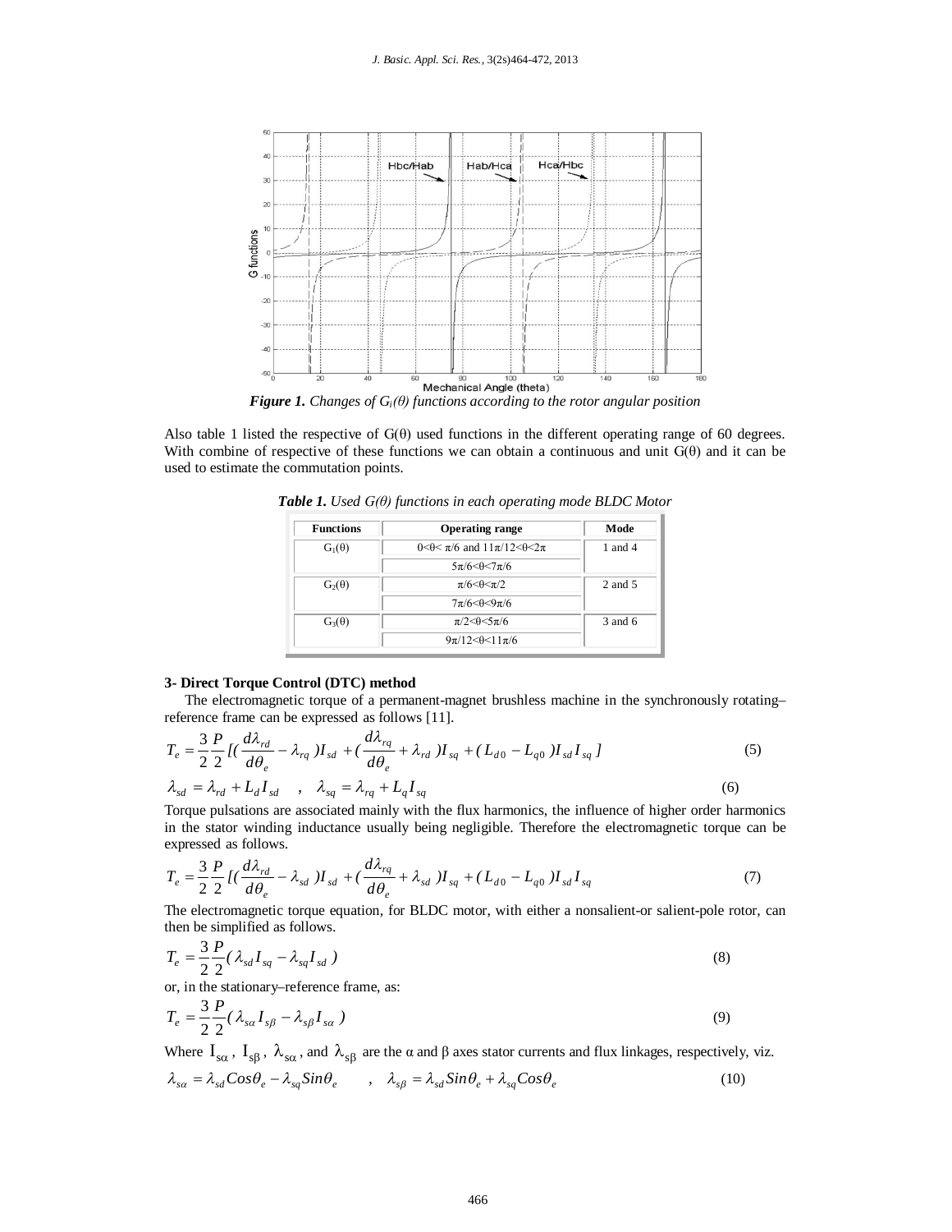*Figure 1. Changes of $G_i(\theta)$ functions according to the rotor angular position*

Also table 1 listed the respective of G(θ) used functions in the different operating range of 60 degrees. With combine of respective of these functions we can obtain a continuous and unit G(θ) and it can be used to estimate the commutation points.

*Table 1. Used G(θ) functions in each operating mode BLDC Motor*

| Functions | Operating range | Mode |
|---|---|---|
| $G_1(\theta)$ | $0<\theta<\pi/6$ and $11\pi/12<\theta<2\pi$ | 1 and 4 |
| | $5\pi/6<\theta<7\pi/6$ | |
| $G_2(\theta)$ | $\pi/6<\theta<\pi/2$ | 2 and 5 |
| | $7\pi/6<\theta<9\pi/6$ | |
| $G_3(\theta)$ | $\pi/2<\theta<5\pi/6$ | 3 and 6 |
| | $9\pi/12<\theta<11\pi/6$ | |

### 3- Direct Torque Control (DTC) method

The electromagnetic torque of a permanent-magnet brushless machine in the synchronously rotating–reference frame can be expressed as follows [11].

$$T_e = \frac{3}{2}\frac{P}{2}[(\frac{d\lambda_{rd}}{d\theta_e} - \lambda_{rq})I_{sd} + (\frac{d\lambda_{rq}}{d\theta_e} + \lambda_{rd})I_{sq} + (L_{d0} - L_{q0})I_{sd}I_{sq}] \tag{5}$$

$$\lambda_{sd} = \lambda_{rd} + L_d I_{sd} \quad , \quad \lambda_{sq} = \lambda_{rq} + L_q I_{sq} \tag{6}$$

Torque pulsations are associated mainly with the flux harmonics, the influence of higher order harmonics in the stator winding inductance usually being negligible. Therefore the electromagnetic torque can be expressed as follows.

$$T_e = \frac{3}{2}\frac{P}{2}[(\frac{d\lambda_{rd}}{d\theta_e} - \lambda_{sd})I_{sd} + (\frac{d\lambda_{rq}}{d\theta_e} + \lambda_{sd})I_{sq} + (L_{d0} - L_{q0})I_{sd}I_{sq} \tag{7}$$

The electromagnetic torque equation, for BLDC motor, with either a nonsalient-or salient-pole rotor, can then be simplified as follows.

$$T_e = \frac{3}{2}\frac{P}{2}(\lambda_{sd}I_{sq} - \lambda_{sq}I_{sd}) \tag{8}$$

or, in the stationary–reference frame, as:

$$T_e = \frac{3}{2}\frac{P}{2}(\lambda_{s\alpha}I_{s\beta} - \lambda_{s\beta}I_{s\alpha}) \tag{9}$$

Where $I_{s\alpha}$, $I_{s\beta}$, $\lambda_{s\alpha}$, and $\lambda_{s\beta}$ are the α and β axes stator currents and flux linkages, respectively, viz.

$$\lambda_{s\alpha} = \lambda_{sd}Cos\theta_e - \lambda_{sq}Sin\theta_e \quad , \quad \lambda_{s\beta} = \lambda_{sd}Sin\theta_e + \lambda_{sq}Cos\theta_e \tag{10}$$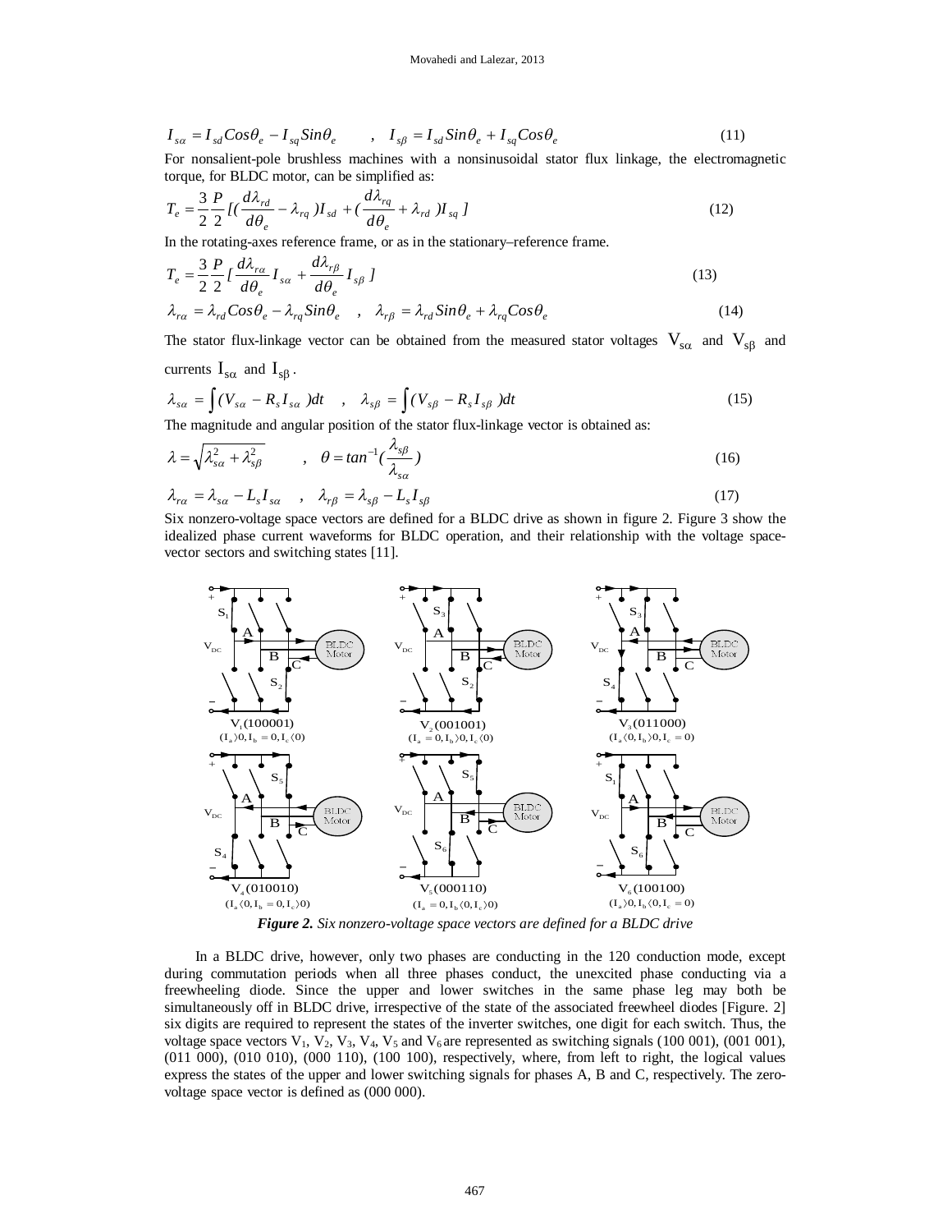$$I_{s\alpha} = I_{sd} Cos\theta_e - I_{sq} Sin\theta_e \qquad , \quad I_{s\beta} = I_{sd} Sin\theta_e + I_{sq} Cos\theta_e \tag{11}$$

For nonsalient-pole brushless machines with a nonsinusoidal stator flux linkage, the electromagnetic torque, for BLDC motor, can be simplified as:

$$T_e = \frac{3}{2}\frac{P}{2}\left[\left(\frac{d\lambda_{rd}}{d\theta_e} - \lambda_{rq}\right)I_{sd} + \left(\frac{d\lambda_{rq}}{d\theta_e} + \lambda_{rd}\right)I_{sq}\right] \tag{12}$$

In the rotating-axes reference frame, or as in the stationary–reference frame.

$$T_e = \frac{3}{2}\frac{P}{2}\left[\frac{d\lambda_{r\alpha}}{d\theta_e} I_{s\alpha} + \frac{d\lambda_{r\beta}}{d\theta_e} I_{s\beta}\right] \tag{13}$$

$$\lambda_{r\alpha} = \lambda_{rd} Cos\theta_e - \lambda_{rq} Sin\theta_e \quad , \quad \lambda_{r\beta} = \lambda_{rd} Sin\theta_e + \lambda_{rq} Cos\theta_e \tag{14}$$

The stator flux-linkage vector can be obtained from the measured stator voltages $V_{s\alpha}$ and $V_{s\beta}$ and currents $I_{s\alpha}$ and $I_{s\beta}$.

$$\lambda_{s\alpha} = \int (V_{s\alpha} - R_s I_{s\alpha})dt \quad , \quad \lambda_{s\beta} = \int (V_{s\beta} - R_s I_{s\beta})dt \tag{15}$$

The magnitude and angular position of the stator flux-linkage vector is obtained as:

$$\lambda = \sqrt{\lambda_{s\alpha}^2 + \lambda_{s\beta}^2} \qquad , \quad \theta = tan^{-1}\left(\frac{\lambda_{s\beta}}{\lambda_{s\alpha}}\right) \tag{16}$$

$$\lambda_{r\alpha} = \lambda_{s\alpha} - L_s I_{s\alpha} \quad , \quad \lambda_{r\beta} = \lambda_{s\beta} - L_s I_{s\beta} \tag{17}$$

Six nonzero-voltage space vectors are defined for a BLDC drive as shown in figure 2. Figure 3 show the idealized phase current waveforms for BLDC operation, and their relationship with the voltage space-vector sectors and switching states [11].

*Figure 2. Six nonzero-voltage space vectors are defined for a BLDC drive*

In a BLDC drive, however, only two phases are conducting in the 120 conduction mode, except during commutation periods when all three phases conduct, the unexcited phase conducting via a freewheeling diode. Since the upper and lower switches in the same phase leg may both be simultaneously off in BLDC drive, irrespective of the state of the associated freewheel diodes [Figure. 2] six digits are required to represent the states of the inverter switches, one digit for each switch. Thus, the voltage space vectors $V_1$, $V_2$, $V_3$, $V_4$, $V_5$ and $V_6$ are represented as switching signals (100 001), (001 001), (011 000), (010 010), (000 110), (100 100), respectively, where, from left to right, the logical values express the states of the upper and lower switching signals for phases A, B and C, respectively. The zero-voltage space vector is defined as (000 000).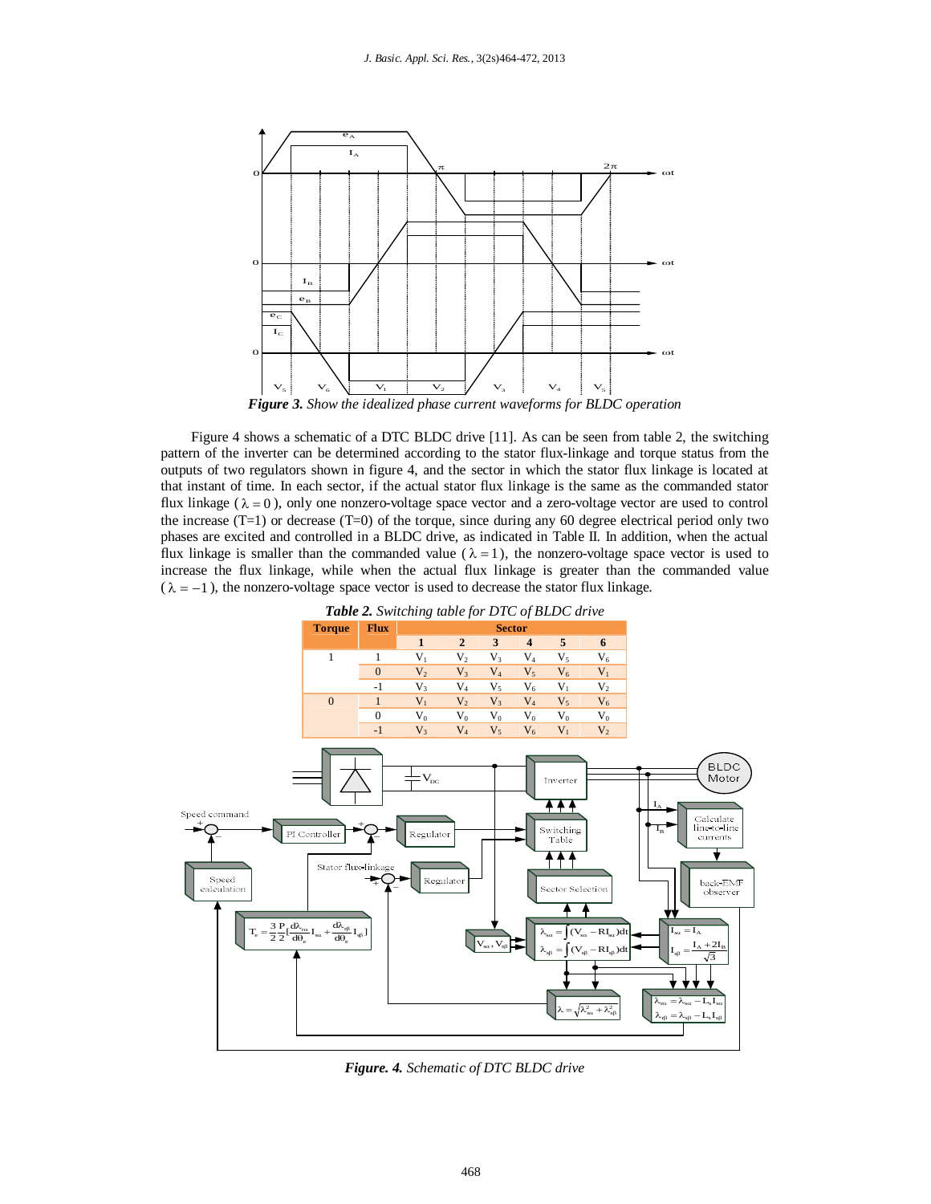*Figure 3. Show the idealized phase current waveforms for BLDC operation*

Figure 4 shows a schematic of a DTC BLDC drive [11]. As can be seen from table 2, the switching pattern of the inverter can be determined according to the stator flux-linkage and torque status from the outputs of two regulators shown in figure 4, and the sector in which the stator flux linkage is located at that instant of time. In each sector, if the actual stator flux linkage is the same as the commanded stator flux linkage ($\lambda = 0$), only one nonzero-voltage space vector and a zero-voltage vector are used to control the increase (T=1) or decrease (T=0) of the torque, since during any 60 degree electrical period only two phases are excited and controlled in a BLDC drive, as indicated in Table II. In addition, when the actual flux linkage is smaller than the commanded value ($\lambda = 1$), the nonzero-voltage space vector is used to increase the flux linkage, while when the actual flux linkage is greater than the commanded value ($\lambda = -1$), the nonzero-voltage space vector is used to decrease the stator flux linkage.

***Table 2.*** *Switching table for DTC of BLDC drive*

| Torque | Flux | Sector | | | | | |
|---|---|---|---|---|---|---|---|
| | | 1 | 2 | 3 | 4 | 5 | 6 |
| 1 | 1 | $V_1$ | $V_2$ | $V_3$ | $V_4$ | $V_5$ | $V_6$ |
| | 0 | $V_2$ | $V_3$ | $V_4$ | $V_5$ | $V_6$ | $V_1$ |
| | -1 | $V_3$ | $V_4$ | $V_5$ | $V_6$ | $V_1$ | $V_2$ |
| 0 | 1 | $V_1$ | $V_2$ | $V_3$ | $V_4$ | $V_5$ | $V_6$ |
| | 0 | $V_0$ | $V_0$ | $V_0$ | $V_0$ | $V_0$ | $V_0$ |
| | -1 | $V_3$ | $V_4$ | $V_5$ | $V_6$ | $V_1$ | $V_2$ |

*Figure. 4. Schematic of DTC BLDC drive*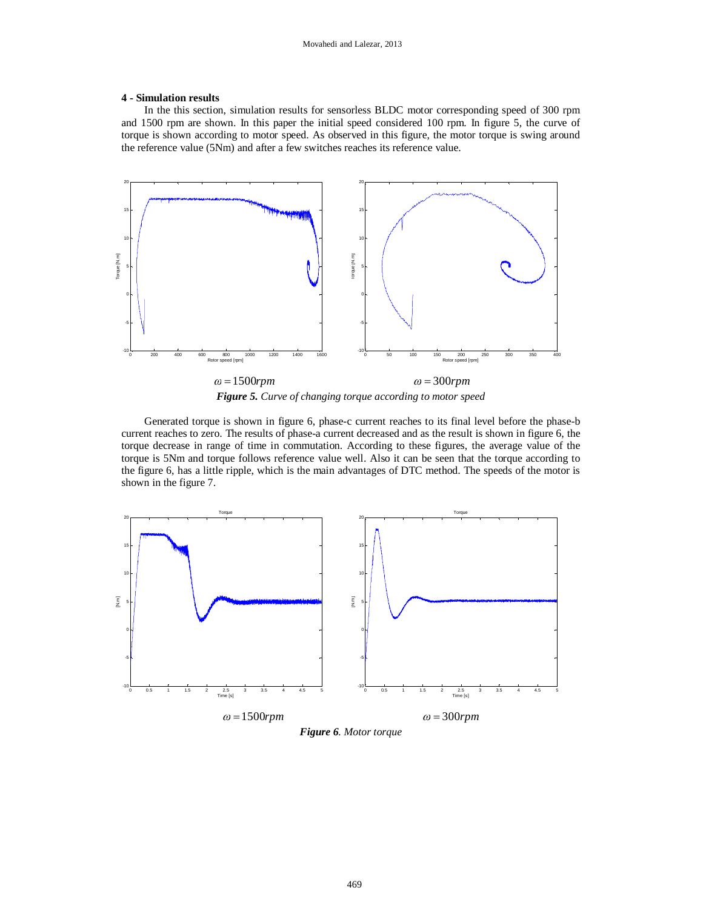### 4 - Simulation results

In the this section, simulation results for sensorless BLDC motor corresponding speed of 300 rpm and 1500 rpm are shown. In this paper the initial speed considered 100 rpm. In figure 5, the curve of torque is shown according to motor speed. As observed in this figure, the motor torque is swing around the reference value (5Nm) and after a few switches reaches its reference value.

$\omega = 1500rpm$ $\omega = 300rpm$

***Figure 5.*** *Curve of changing torque according to motor speed*

Generated torque is shown in figure 6, phase-c current reaches to its final level before the phase-b current reaches to zero. The results of phase-a current decreased and as the result is shown in figure 6, the torque decrease in range of time in commutation. According to these figures, the average value of the torque is 5Nm and torque follows reference value well. Also it can be seen that the torque according to the figure 6, has a little ripple, which is the main advantages of DTC method. The speeds of the motor is shown in the figure 7.

$\omega = 1500rpm$ $\omega = 300rpm$

***Figure 6***. *Motor torque*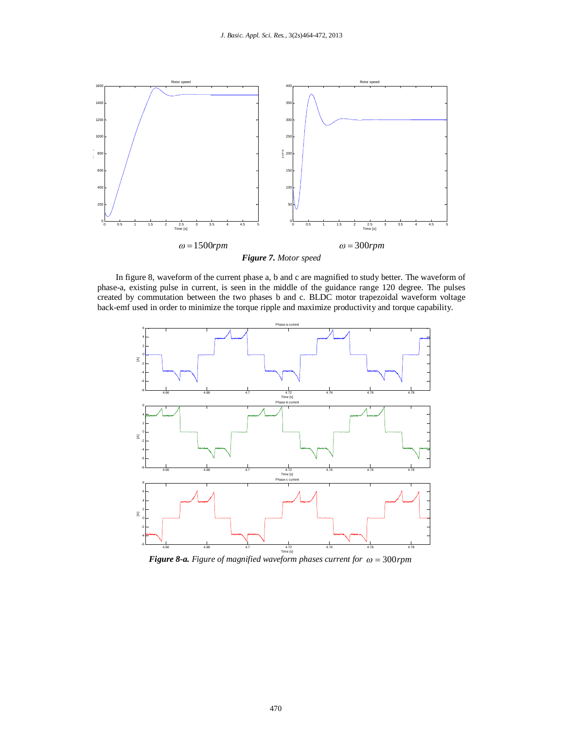$\omega = 1500rpm$ $\omega = 300rpm$

***Figure 7.*** *Motor speed*

In figure 8, waveform of the current phase a, b and c are magnified to study better. The waveform of phase-a, existing pulse in current, is seen in the middle of the guidance range 120 degree. The pulses created by commutation between the two phases b and c. BLDC motor trapezoidal waveform voltage back-emf used in order to minimize the torque ripple and maximize productivity and torque capability.

***Figure 8-a.*** *Figure of magnified waveform phases current for* $\omega = 300rpm$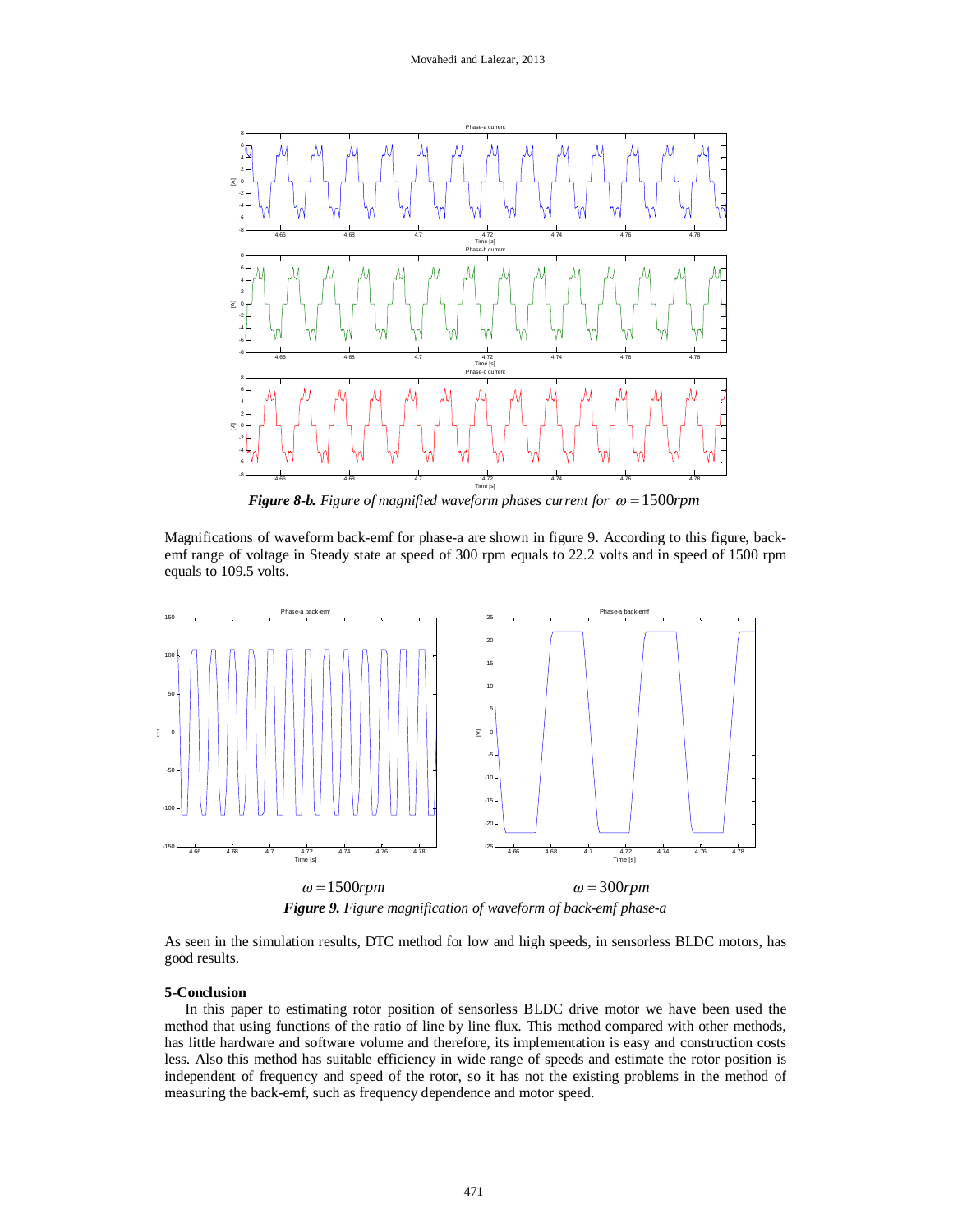***Figure 8-b.*** *Figure of magnified waveform phases current for* $\omega = 1500rpm$

Magnifications of waveform back-emf for phase-a are shown in figure 9. According to this figure, back-emf range of voltage in Steady state at speed of 300 rpm equals to 22.2 volts and in speed of 1500 rpm equals to 109.5 volts.

$\omega = 1500rpm$ $\omega = 300rpm$

***Figure 9.*** *Figure magnification of waveform of back-emf phase-a*

As seen in the simulation results, DTC method for low and high speeds, in sensorless BLDC motors, has good results.

**5-Conclusion**

In this paper to estimating rotor position of sensorless BLDC drive motor we have been used the method that using functions of the ratio of line by line flux. This method compared with other methods, has little hardware and software volume and therefore, its implementation is easy and construction costs less. Also this method has suitable efficiency in wide range of speeds and estimate the rotor position is independent of frequency and speed of the rotor, so it has not the existing problems in the method of measuring the back-emf, such as frequency dependence and motor speed.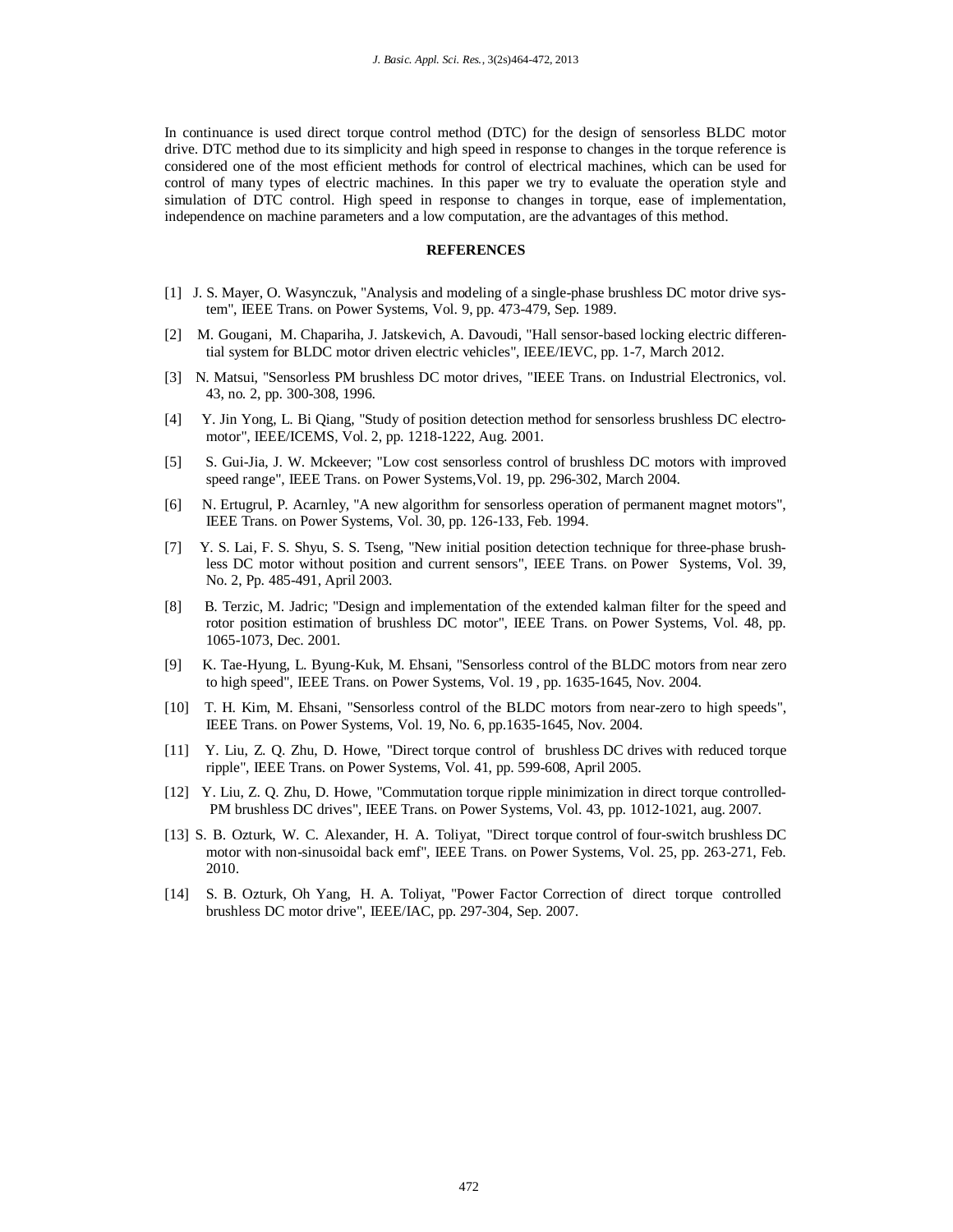In continuance is used direct torque control method (DTC) for the design of sensorless BLDC motor drive. DTC method due to its simplicity and high speed in response to changes in the torque reference is considered one of the most efficient methods for control of electrical machines, which can be used for control of many types of electric machines. In this paper we try to evaluate the operation style and simulation of DTC control. High speed in response to changes in torque, ease of implementation, independence on machine parameters and a low computation, are the advantages of this method.

## REFERENCES

[1] J. S. Mayer, O. Wasynczuk, "Analysis and modeling of a single-phase brushless DC motor drive system", IEEE Trans. on Power Systems, Vol. 9, pp. 473-479, Sep. 1989.

[2] M. Gougani, M. Chapariha, J. Jatskevich, A. Davoudi, "Hall sensor-based locking electric differential system for BLDC motor driven electric vehicles", IEEE/IEVC, pp. 1-7, March 2012.

[3] N. Matsui, "Sensorless PM brushless DC motor drives, "IEEE Trans. on Industrial Electronics, vol. 43, no. 2, pp. 300-308, 1996.

[4] Y. Jin Yong, L. Bi Qiang, "Study of position detection method for sensorless brushless DC electromotor", IEEE/ICEMS, Vol. 2, pp. 1218-1222, Aug. 2001.

[5] S. Gui-Jia, J. W. Mckeever; "Low cost sensorless control of brushless DC motors with improved speed range", IEEE Trans. on Power Systems,Vol. 19, pp. 296-302, March 2004.

[6] N. Ertugrul, P. Acarnley, "A new algorithm for sensorless operation of permanent magnet motors", IEEE Trans. on Power Systems, Vol. 30, pp. 126-133, Feb. 1994.

[7] Y. S. Lai, F. S. Shyu, S. S. Tseng, "New initial position detection technique for three-phase brushless DC motor without position and current sensors", IEEE Trans. on Power Systems, Vol. 39, No. 2, Pp. 485-491, April 2003.

[8] B. Terzic, M. Jadric; "Design and implementation of the extended kalman filter for the speed and rotor position estimation of brushless DC motor", IEEE Trans. on Power Systems, Vol. 48, pp. 1065-1073, Dec. 2001.

[9] K. Tae-Hyung, L. Byung-Kuk, M. Ehsani, "Sensorless control of the BLDC motors from near zero to high speed", IEEE Trans. on Power Systems, Vol. 19 , pp. 1635-1645, Nov. 2004.

[10] T. H. Kim, M. Ehsani, "Sensorless control of the BLDC motors from near-zero to high speeds", IEEE Trans. on Power Systems, Vol. 19, No. 6, pp.1635-1645, Nov. 2004.

[11] Y. Liu, Z. Q. Zhu, D. Howe, "Direct torque control of brushless DC drives with reduced torque ripple", IEEE Trans. on Power Systems, Vol. 41, pp. 599-608, April 2005.

[12] Y. Liu, Z. Q. Zhu, D. Howe, "Commutation torque ripple minimization in direct torque controlled-PM brushless DC drives", IEEE Trans. on Power Systems, Vol. 43, pp. 1012-1021, aug. 2007.

[13] S. B. Ozturk, W. C. Alexander, H. A. Toliyat, "Direct torque control of four-switch brushless DC motor with non-sinusoidal back emf", IEEE Trans. on Power Systems, Vol. 25, pp. 263-271, Feb. 2010.

[14] S. B. Ozturk, Oh Yang, H. A. Toliyat, "Power Factor Correction of direct torque controlled brushless DC motor drive", IEEE/IAC, pp. 297-304, Sep. 2007.